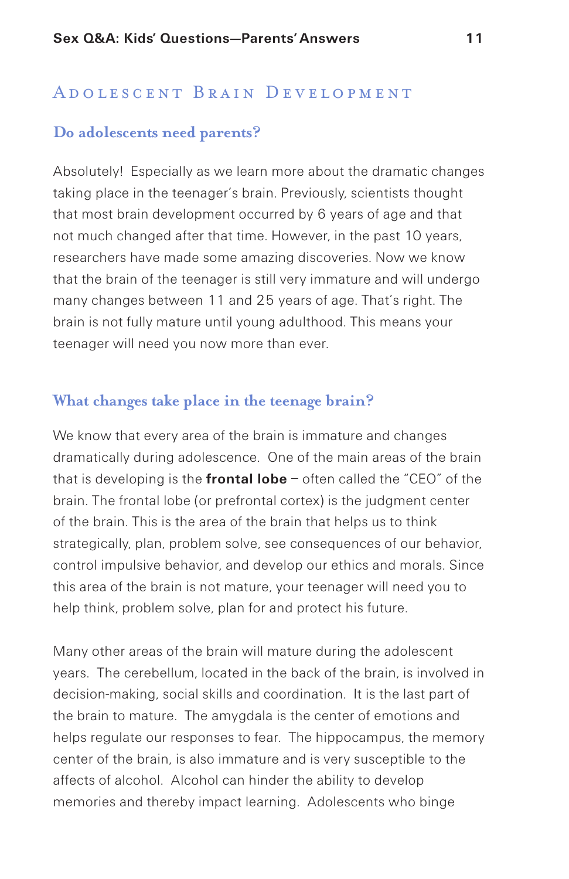## Adolescent Brain Development

### Do adolescents need parents?

Absolutely! Especially as we learn more about the dramatic changes taking place in the teenager's brain. Previously, scientists thought that most brain development occurred by 6 years of age and that not much changed after that time. However, in the past 10 years, researchers have made some amazing discoveries. Now we know that the brain of the teenager is still very immature and will undergo many changes between 11 and 25 years of age. That's right. The brain is not fully mature until young adulthood. This means your teenager will need you now more than ever.

### What changes take place in the teenage brain?

We know that every area of the brain is immature and changes dramatically during adolescence. One of the main areas of the brain that is developing is the **frontal lobe** – often called the "CEO" of the brain. The frontal lobe (or prefrontal cortex) is the judgment center of the brain. This is the area of the brain that helps us to think strategically, plan, problem solve, see consequences of our behavior, control impulsive behavior, and develop our ethics and morals. Since this area of the brain is not mature, your teenager will need you to help think, problem solve, plan for and protect his future.

Many other areas of the brain will mature during the adolescent years. The cerebellum, located in the back of the brain, is involved in decision-making, social skills and coordination. It is the last part of the brain to mature. The amygdala is the center of emotions and helps regulate our responses to fear. The hippocampus, the memory center of the brain, is also immature and is very susceptible to the affects of alcohol. Alcohol can hinder the ability to develop memories and thereby impact learning. Adolescents who binge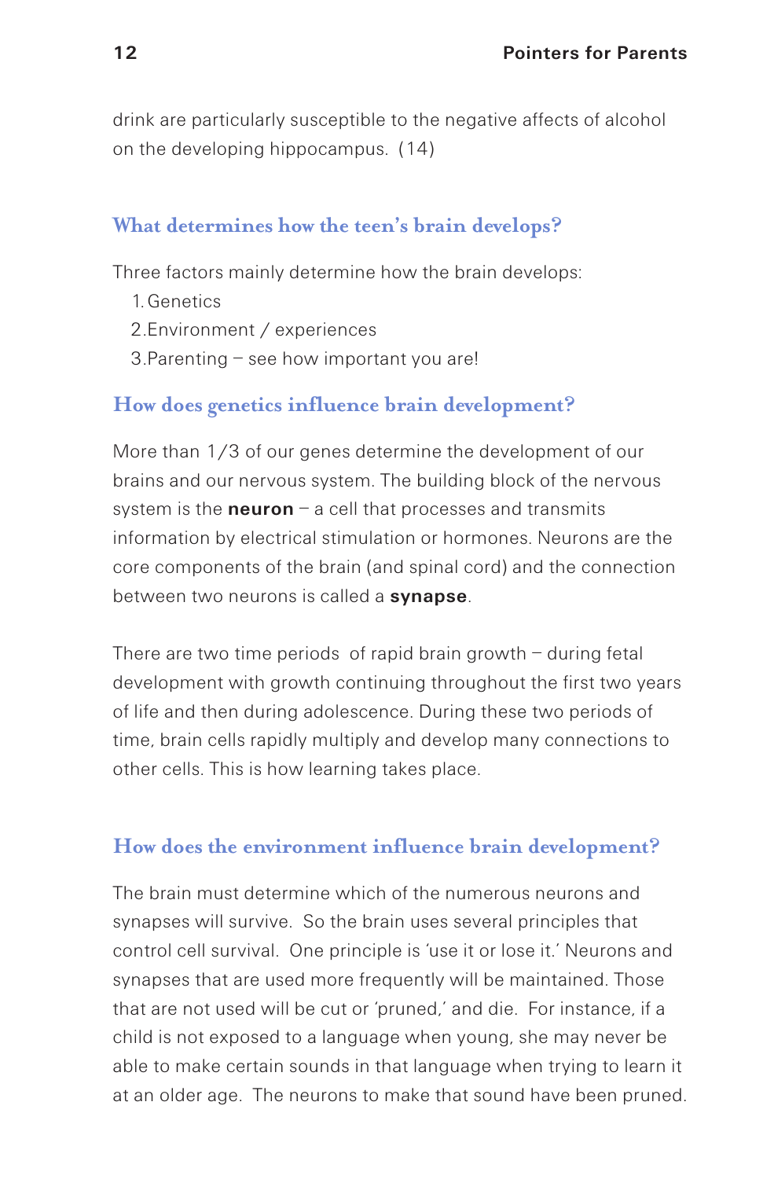drink are particularly susceptible to the negative affects of alcohol on the developing hippocampus. (14)

## What determines how the teen's brain develops?

Three factors mainly determine how the brain develops:

1. Genetics
2. Environment / experiences
3. Parenting – see how important you are!

## How does genetics influence brain development?

More than 1/3 of our genes determine the development of our brains and our nervous system. The building block of the nervous system is the **neuron** – a cell that processes and transmits information by electrical stimulation or hormones. Neurons are the core components of the brain (and spinal cord) and the connection between two neurons is called a **synapse**.

There are two time periods of rapid brain growth – during fetal development with growth continuing throughout the first two years of life and then during adolescence. During these two periods of time, brain cells rapidly multiply and develop many connections to other cells. This is how learning takes place.

## How does the environment influence brain development?

The brain must determine which of the numerous neurons and synapses will survive. So the brain uses several principles that control cell survival. One principle is 'use it or lose it.' Neurons and synapses that are used more frequently will be maintained. Those that are not used will be cut or 'pruned,' and die. For instance, if a child is not exposed to a language when young, she may never be able to make certain sounds in that language when trying to learn it at an older age. The neurons to make that sound have been pruned.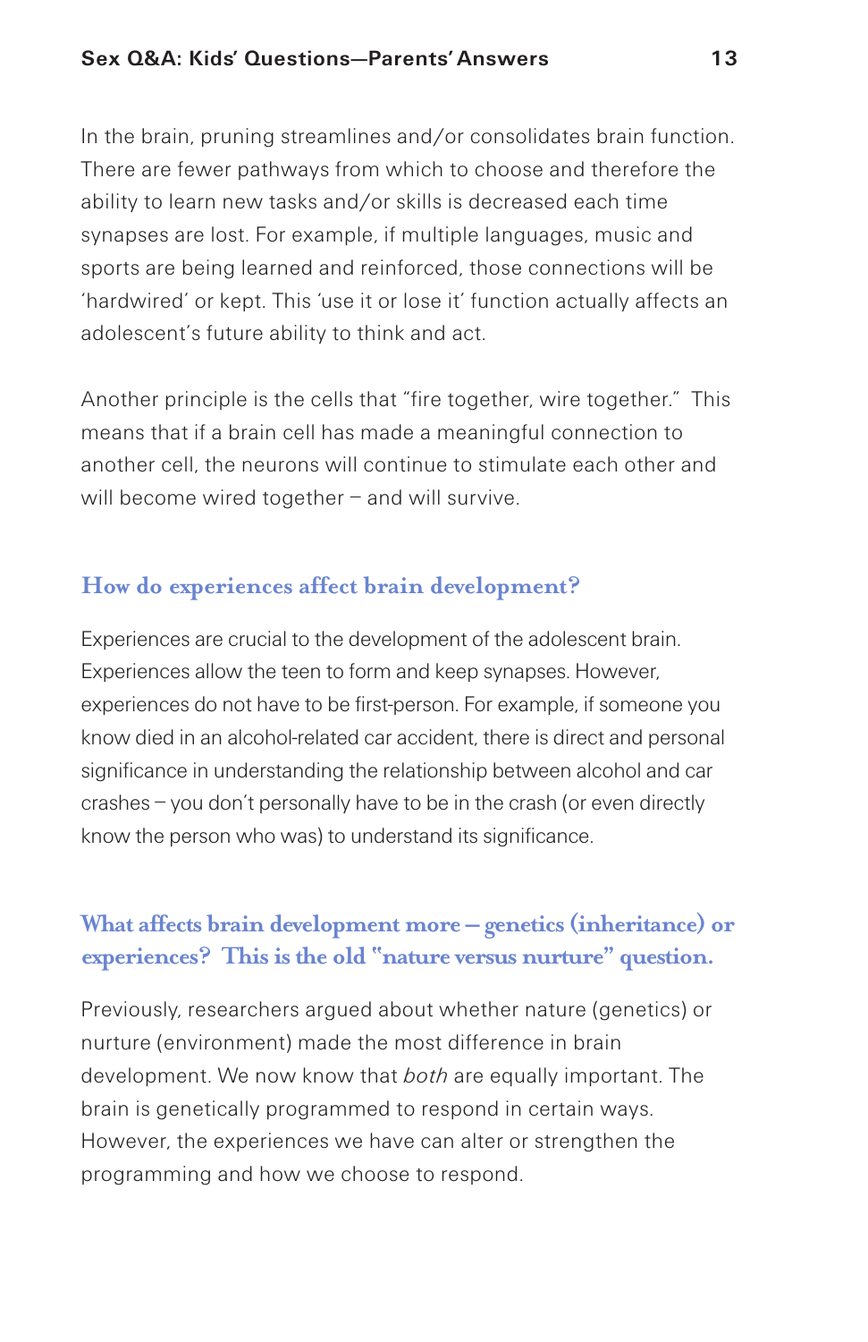In the brain, pruning streamlines and/or consolidates brain function. There are fewer pathways from which to choose and therefore the ability to learn new tasks and/or skills is decreased each time synapses are lost. For example, if multiple languages, music and sports are being learned and reinforced, those connections will be 'hardwired' or kept. This 'use it or lose it' function actually affects an adolescent's future ability to think and act.

Another principle is the cells that "fire together, wire together." This means that if a brain cell has made a meaningful connection to another cell, the neurons will continue to stimulate each other and will become wired together – and will survive.

## How do experiences affect brain development?

Experiences are crucial to the development of the adolescent brain. Experiences allow the teen to form and keep synapses. However, experiences do not have to be first-person. For example, if someone you know died in an alcohol-related car accident, there is direct and personal significance in understanding the relationship between alcohol and car crashes – you don't personally have to be in the crash (or even directly know the person who was) to understand its significance.

## What affects brain development more – genetics (inheritance) or experiences? This is the old "nature versus nurture" question.

Previously, researchers argued about whether nature (genetics) or nurture (environment) made the most difference in brain development. We now know that *both* are equally important. The brain is genetically programmed to respond in certain ways. However, the experiences we have can alter or strengthen the programming and how we choose to respond.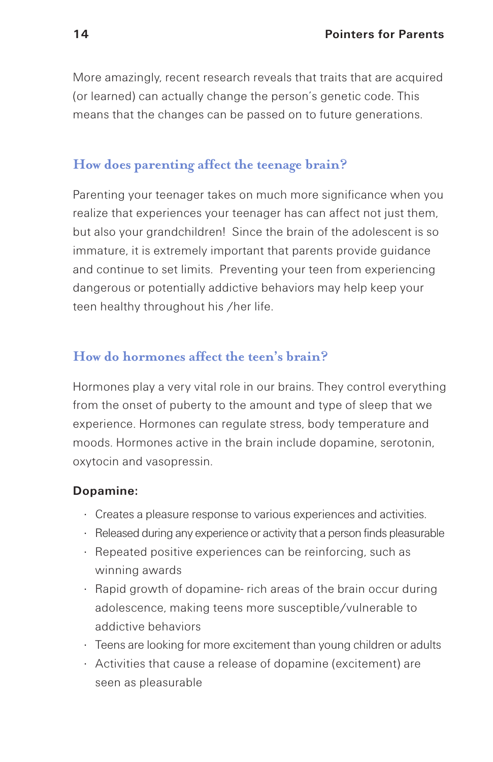More amazingly, recent research reveals that traits that are acquired (or learned) can actually change the person's genetic code. This means that the changes can be passed on to future generations.

## How does parenting affect the teenage brain?

Parenting your teenager takes on much more significance when you realize that experiences your teenager has can affect not just them, but also your grandchildren! Since the brain of the adolescent is so immature, it is extremely important that parents provide guidance and continue to set limits. Preventing your teen from experiencing dangerous or potentially addictive behaviors may help keep your teen healthy throughout his /her life.

## How do hormones affect the teen's brain?

Hormones play a very vital role in our brains. They control everything from the onset of puberty to the amount and type of sleep that we experience. Hormones can regulate stress, body temperature and moods. Hormones active in the brain include dopamine, serotonin, oxytocin and vasopressin.

**Dopamine:**

- Creates a pleasure response to various experiences and activities.
- Released during any experience or activity that a person finds pleasurable
- Repeated positive experiences can be reinforcing, such as winning awards
- Rapid growth of dopamine- rich areas of the brain occur during adolescence, making teens more susceptible/vulnerable to addictive behaviors
- Teens are looking for more excitement than young children or adults
- Activities that cause a release of dopamine (excitement) are seen as pleasurable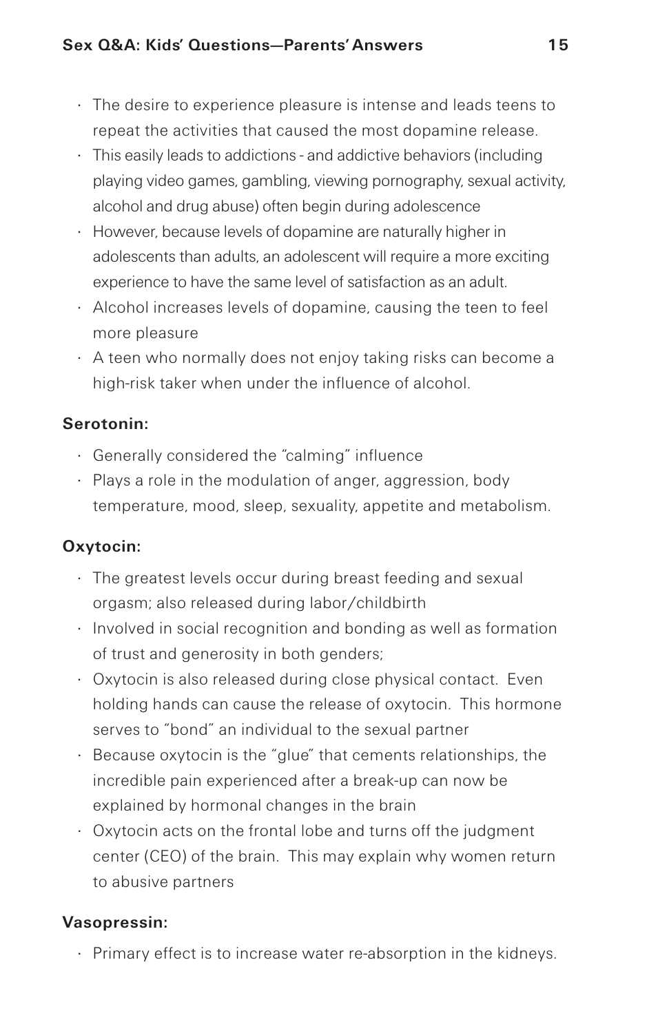- The desire to experience pleasure is intense and leads teens to repeat the activities that caused the most dopamine release.
- This easily leads to addictions - and addictive behaviors (including playing video games, gambling, viewing pornography, sexual activity, alcohol and drug abuse) often begin during adolescence
- However, because levels of dopamine are naturally higher in adolescents than adults, an adolescent will require a more exciting experience to have the same level of satisfaction as an adult.
- Alcohol increases levels of dopamine, causing the teen to feel more pleasure
- A teen who normally does not enjoy taking risks can become a high-risk taker when under the influence of alcohol.

**Serotonin:**

- Generally considered the "calming" influence
- Plays a role in the modulation of anger, aggression, body temperature, mood, sleep, sexuality, appetite and metabolism.

**Oxytocin:**

- The greatest levels occur during breast feeding and sexual orgasm; also released during labor/childbirth
- Involved in social recognition and bonding as well as formation of trust and generosity in both genders;
- Oxytocin is also released during close physical contact. Even holding hands can cause the release of oxytocin. This hormone serves to "bond" an individual to the sexual partner
- Because oxytocin is the "glue" that cements relationships, the incredible pain experienced after a break-up can now be explained by hormonal changes in the brain
- Oxytocin acts on the frontal lobe and turns off the judgment center (CEO) of the brain. This may explain why women return to abusive partners

**Vasopressin:**

- Primary effect is to increase water re-absorption in the kidneys.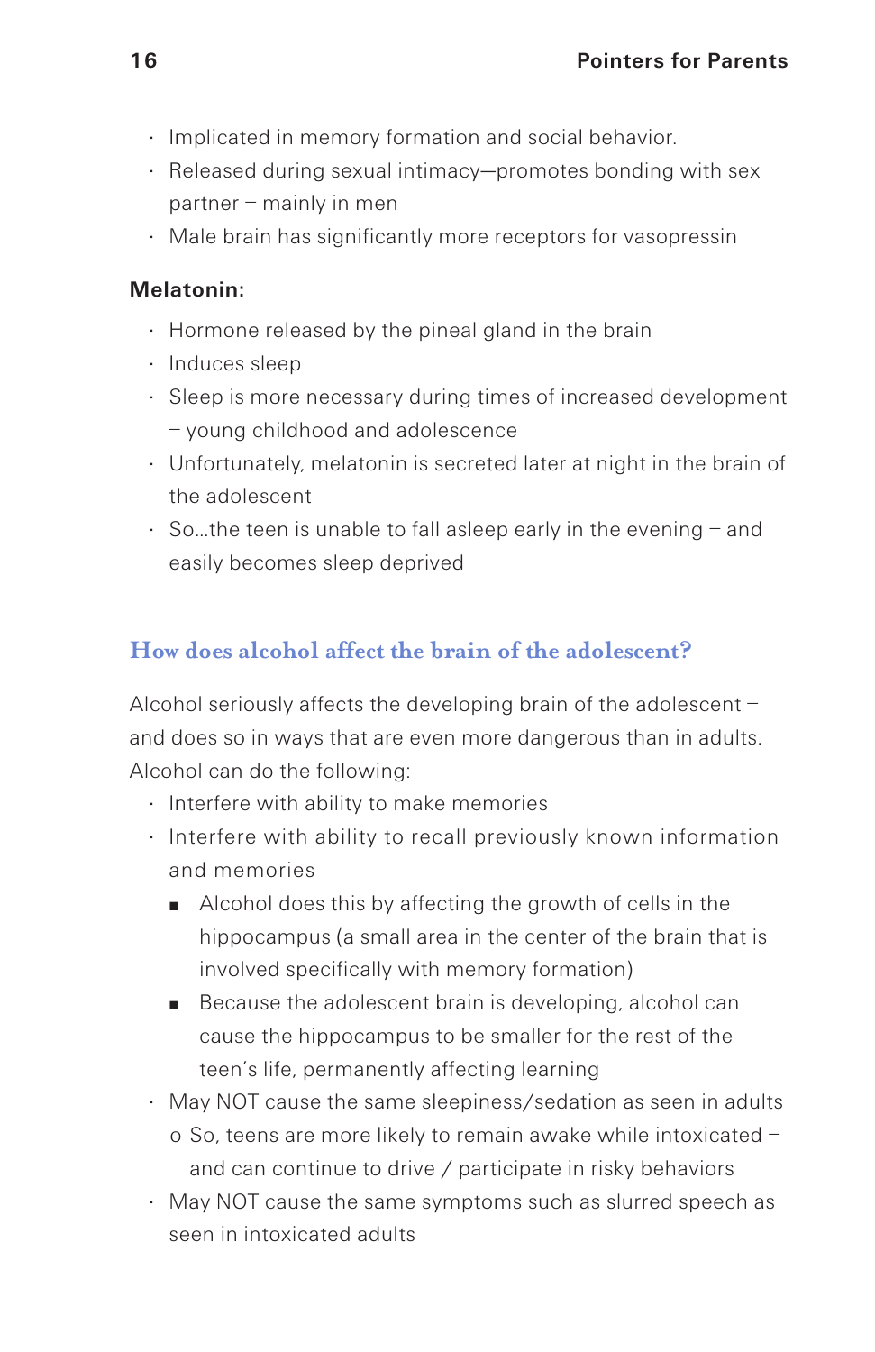- Implicated in memory formation and social behavior.
- Released during sexual intimacy—promotes bonding with sex partner – mainly in men
- Male brain has significantly more receptors for vasopressin

**Melatonin:**

- Hormone released by the pineal gland in the brain
- Induces sleep
- Sleep is more necessary during times of increased development – young childhood and adolescence
- Unfortunately, melatonin is secreted later at night in the brain of the adolescent
- So…the teen is unable to fall asleep early in the evening – and easily becomes sleep deprived

## How does alcohol affect the brain of the adolescent?

Alcohol seriously affects the developing brain of the adolescent – and does so in ways that are even more dangerous than in adults. Alcohol can do the following:

- Interfere with ability to make memories
- Interfere with ability to recall previously known information and memories
  - Alcohol does this by affecting the growth of cells in the hippocampus (a small area in the center of the brain that is involved specifically with memory formation)
  - Because the adolescent brain is developing, alcohol can cause the hippocampus to be smaller for the rest of the teen's life, permanently affecting learning
- May NOT cause the same sleepiness/sedation as seen in adults
  - So, teens are more likely to remain awake while intoxicated – and can continue to drive / participate in risky behaviors
- May NOT cause the same symptoms such as slurred speech as seen in intoxicated adults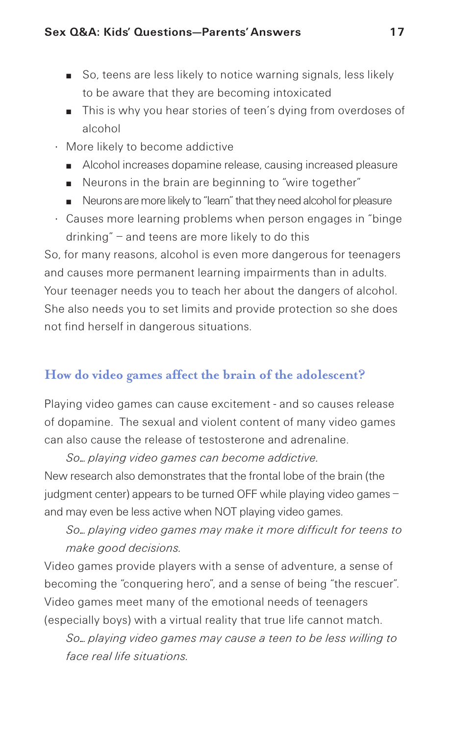- So, teens are less likely to notice warning signals, less likely to be aware that they are becoming intoxicated
    - This is why you hear stories of teen's dying from overdoses of alcohol
- More likely to become addictive
    - Alcohol increases dopamine release, causing increased pleasure
    - Neurons in the brain are beginning to "wire together"
    - Neurons are more likely to "learn" that they need alcohol for pleasure
- Causes more learning problems when person engages in "binge drinking" – and teens are more likely to do this

So, for many reasons, alcohol is even more dangerous for teenagers and causes more permanent learning impairments than in adults. Your teenager needs you to teach her about the dangers of alcohol. She also needs you to set limits and provide protection so she does not find herself in dangerous situations.

## How do video games affect the brain of the adolescent?

Playing video games can cause excitement - and so causes release of dopamine. The sexual and violent content of many video games can also cause the release of testosterone and adrenaline.

*So… playing video games can become addictive.*

New research also demonstrates that the frontal lobe of the brain (the judgment center) appears to be turned OFF while playing video games – and may even be less active when NOT playing video games.

*So… playing video games may make it more difficult for teens to make good decisions.*

Video games provide players with a sense of adventure, a sense of becoming the "conquering hero", and a sense of being "the rescuer". Video games meet many of the emotional needs of teenagers (especially boys) with a virtual reality that true life cannot match.

*So… playing video games may cause a teen to be less willing to face real life situations.*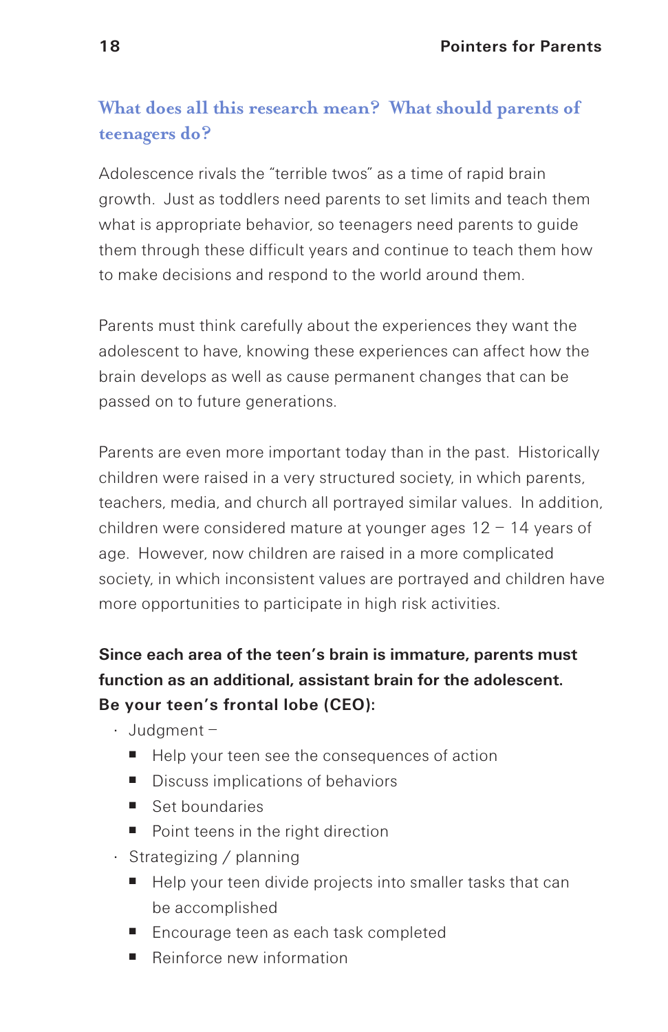## What does all this research mean? What should parents of teenagers do?

Adolescence rivals the "terrible twos" as a time of rapid brain growth. Just as toddlers need parents to set limits and teach them what is appropriate behavior, so teenagers need parents to guide them through these difficult years and continue to teach them how to make decisions and respond to the world around them.

Parents must think carefully about the experiences they want the adolescent to have, knowing these experiences can affect how the brain develops as well as cause permanent changes that can be passed on to future generations.

Parents are even more important today than in the past. Historically children were raised in a very structured society, in which parents, teachers, media, and church all portrayed similar values. In addition, children were considered mature at younger ages 12 – 14 years of age. However, now children are raised in a more complicated society, in which inconsistent values are portrayed and children have more opportunities to participate in high risk activities.

**Since each area of the teen's brain is immature, parents must function as an additional, assistant brain for the adolescent. Be your teen's frontal lobe (CEO):**

- Judgment –
  - Help your teen see the consequences of action
  - Discuss implications of behaviors
  - Set boundaries
  - Point teens in the right direction
- Strategizing / planning
  - Help your teen divide projects into smaller tasks that can be accomplished
  - Encourage teen as each task completed
  - Reinforce new information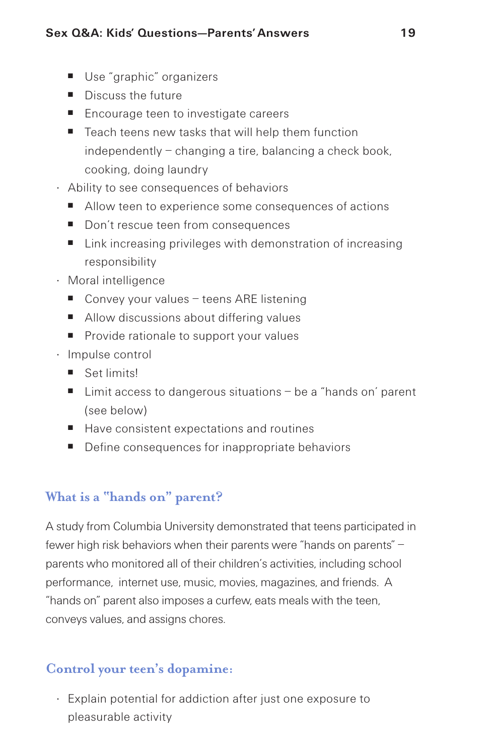- Use "graphic" organizers
  - Discuss the future
  - Encourage teen to investigate careers
  - Teach teens new tasks that will help them function independently – changing a tire, balancing a check book, cooking, doing laundry
- Ability to see consequences of behaviors
  - Allow teen to experience some consequences of actions
  - Don't rescue teen from consequences
  - Link increasing privileges with demonstration of increasing responsibility
- Moral intelligence
  - Convey your values – teens ARE listening
  - Allow discussions about differing values
  - Provide rationale to support your values
- Impulse control
  - Set limits!
  - Limit access to dangerous situations – be a "hands on' parent (see below)
  - Have consistent expectations and routines
  - Define consequences for inappropriate behaviors

## What is a "hands on" parent?

A study from Columbia University demonstrated that teens participated in fewer high risk behaviors when their parents were "hands on parents" – parents who monitored all of their children's activities, including school performance, internet use, music, movies, magazines, and friends. A "hands on" parent also imposes a curfew, eats meals with the teen, conveys values, and assigns chores.

## Control your teen's dopamine:

- Explain potential for addiction after just one exposure to pleasurable activity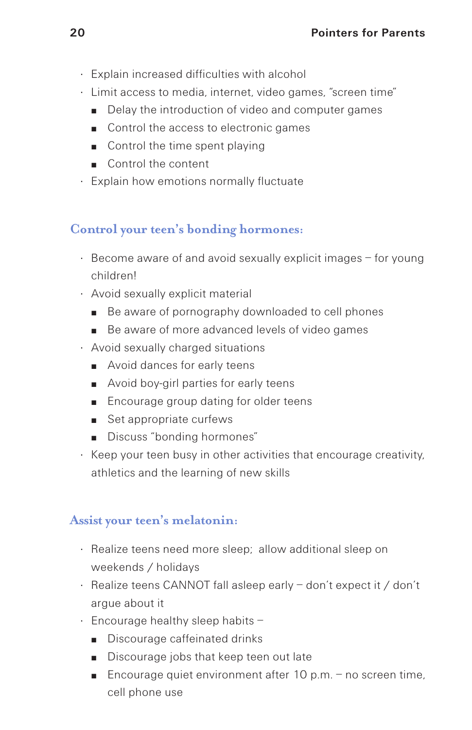- Explain increased difficulties with alcohol
- Limit access to media, internet, video games, "screen time"
  - Delay the introduction of video and computer games
  - Control the access to electronic games
  - Control the time spent playing
  - Control the content
- Explain how emotions normally fluctuate

### Control your teen's bonding hormones:

- Become aware of and avoid sexually explicit images – for young children!
- Avoid sexually explicit material
  - Be aware of pornography downloaded to cell phones
  - Be aware of more advanced levels of video games
- Avoid sexually charged situations
  - Avoid dances for early teens
  - Avoid boy-girl parties for early teens
  - Encourage group dating for older teens
  - Set appropriate curfews
  - Discuss "bonding hormones"
- Keep your teen busy in other activities that encourage creativity, athletics and the learning of new skills

### Assist your teen's melatonin:

- Realize teens need more sleep; allow additional sleep on weekends / holidays
- Realize teens CANNOT fall asleep early – don't expect it / don't argue about it
- Encourage healthy sleep habits –
  - Discourage caffeinated drinks
  - Discourage jobs that keep teen out late
  - Encourage quiet environment after 10 p.m. – no screen time, cell phone use